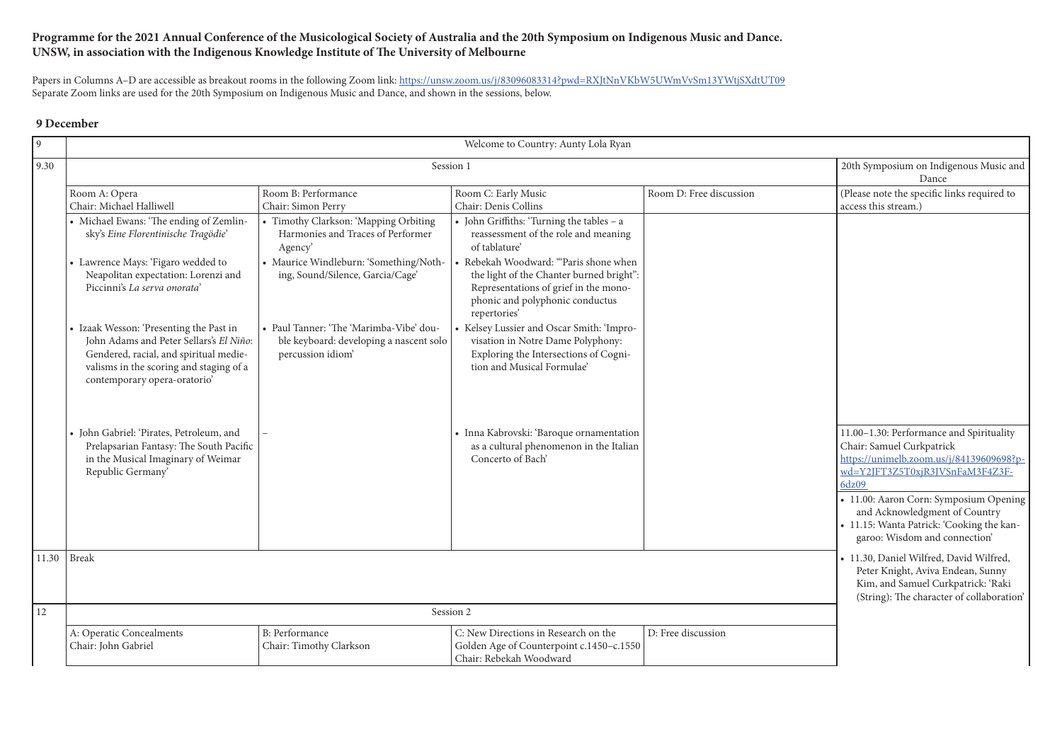**Programme for the 2021 Annual Conference of the Musicological Society of Australia and the 20th Symposium on Indigenous Music and Dance. UNSW, in association with the Indigenous Knowledge Institute of The University of Melbourne**

Papers in Columns A–D are accessible as breakout rooms in the following Zoom link: https://unsw.zoom.us/j/83096083314?pwd=RXJtNnVKbW5UWmVvSm13YWtjSXdtUT09
Separate Zoom links are used for the 20th Symposium on Indigenous Music and Dance, and shown in the sessions, below.

## 9 December

| | | | | | |
|---|---|---|---|---|---|
| 9 | Welcome to Country: Aunty Lola Ryan | | | | |
| 9.30 | Session 1 | | | | 20th Symposium on Indigenous Music and Dance |
| | Room A: Opera<br>Chair: Michael Halliwell | Room B: Performance<br>Chair: Simon Perry | Room C: Early Music<br>Chair: Denis Collins | Room D: Free discussion | (Please note the specific links required to access this stream.) |
| | • Michael Ewans: 'The ending of Zemlinsky's *Eine Florentinische Tragödie*'<br>• Lawrence Mays: 'Figaro wedded to Neapolitan expectation: Lorenzi and Piccinni's *La serva onorata*'<br>• Izaak Wesson: 'Presenting the Past in John Adams and Peter Sellars's *El Niño*: Gendered, racial, and spiritual medievalisms in the scoring and staging of a contemporary opera-oratorio' | • Timothy Clarkson: 'Mapping Orbiting Harmonies and Traces of Performer Agency'<br>• Maurice Windleburn: 'Something/Nothing, Sound/Silence, Garcia/Cage'<br>• Paul Tanner: 'The 'Marimba-Vibe' double keyboard: developing a nascent solo percussion idiom' | • John Griffiths: 'Turning the tables – a reassessment of the role and meaning of tablature'<br>• Rebekah Woodward: '"Paris shone when the light of the Chanter burned bright": Representations of grief in the monophonic and polyphonic conductus repertories'<br>• Kelsey Lussier and Oscar Smith: 'Improvisation in Notre Dame Polyphony: Exploring the Intersections of Cognition and Musical Formulae' | | |
| | • John Gabriel: 'Pirates, Petroleum, and Prelapsarian Fantasy: The South Pacific in the Musical Imaginary of Weimar Republic Germany' | – | • Inna Kabrovski: 'Baroque ornamentation as a cultural phenomenon in the Italian Concerto of Bach' | | 11.00–1.30: Performance and Spirituality<br>Chair: Samuel Curkpatrick<br>https://unimelb.zoom.us/j/84139609698?pwd=Y2JFT3Z5T0xjR3JVSnFaM3F4Z3F6dz09<br>• 11.00: Aaron Corn: Symposium Opening and Acknowledgment of Country<br>• 11.15: Wanta Patrick: 'Cooking the kangaroo: Wisdom and connection' |
| 11.30 | Break | | | | • 11.30, Daniel Wilfred, David Wilfred, Peter Knight, Aviva Endean, Sunny Kim, and Samuel Curkpatrick: 'Raki (String): The character of collaboration' |
| 12 | Session 2 | | | | |
| | A: Operatic Concealments<br>Chair: John Gabriel | B: Performance<br>Chair: Timothy Clarkson | C: New Directions in Research on the Golden Age of Counterpoint c.1450–c.1550<br>Chair: Rebekah Woodward | D: Free discussion | |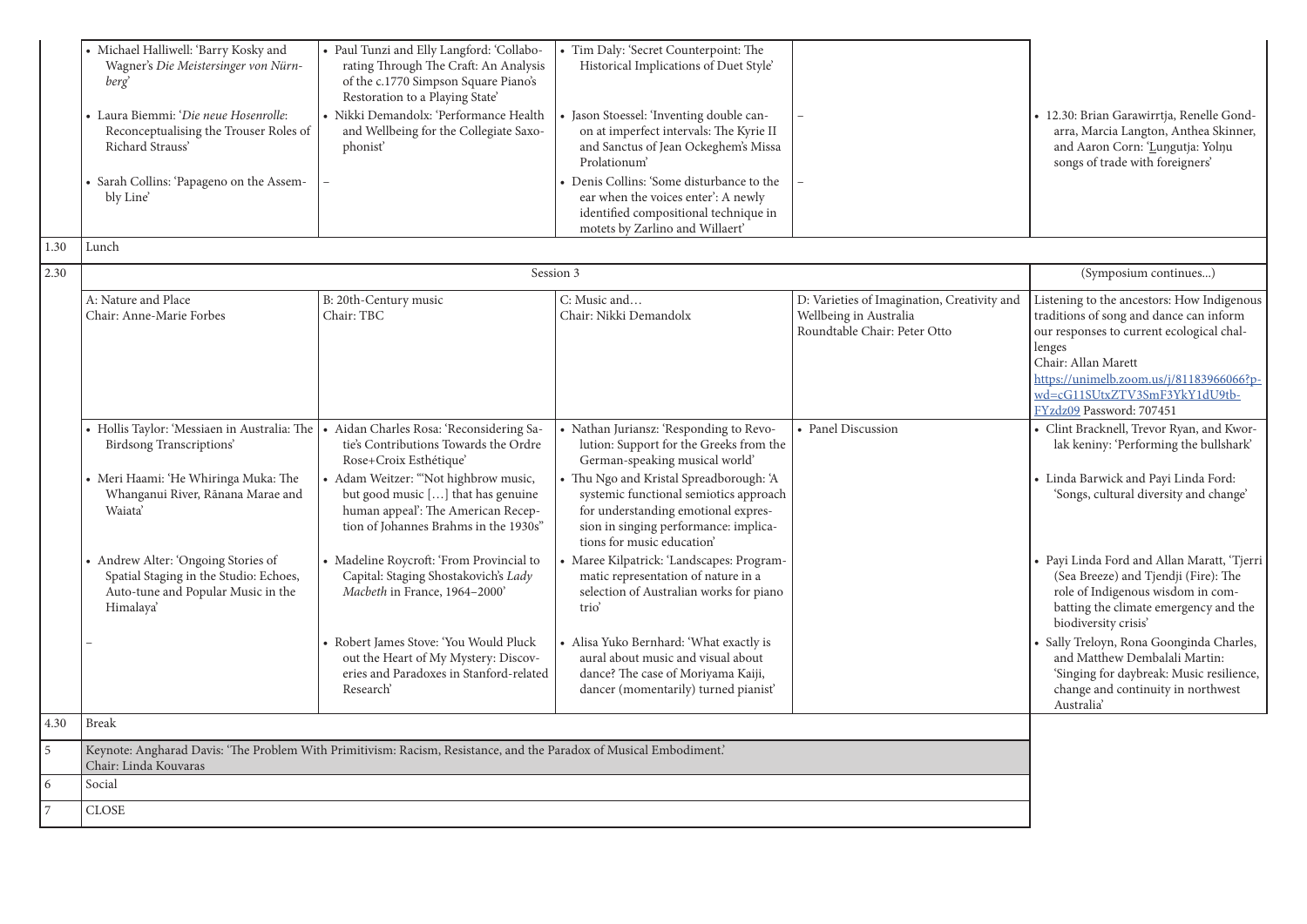| | | | | | |
|---|---|---|---|---|---|
| | • Michael Halliwell: 'Barry Kosky and Wagner's *Die Meistersinger von Nürnberg*' | • Paul Tunzi and Elly Langford: 'Collaborating Through The Craft: An Analysis of the c.1770 Simpson Square Piano's Restoration to a Playing State' | • Tim Daly: 'Secret Counterpoint: The Historical Implications of Duet Style' | | • 12.30: Brian Garawirrtja, Renelle Gondarra, Marcia Langton, Anthea Skinner, and Aaron Corn: 'Luŋgutja: Yolŋu songs of trade with foreigners' |
| | • Laura Biemmi: '*Die neue Hosenrolle*: Reconceptualising the Trouser Roles of Richard Strauss' | • Nikki Demandolx: 'Performance Health and Wellbeing for the Collegiate Saxophonist' | • Jason Stoessel: 'Inventing double canon at imperfect intervals: The Kyrie II and Sanctus of Jean Ockeghem's Missa Prolationum' | – | |
| | • Sarah Collins: 'Papageno on the Assembly Line' | – | • Denis Collins: 'Some disturbance to the ear when the voices enter': A newly identified compositional technique in motets by Zarlino and Willaert' | – | |
| 1.30 | Lunch | | | | |
| 2.30 | Session 3 | | | | (Symposium continues...) |
| | A: Nature and Place<br>Chair: Anne-Marie Forbes | B: 20th-Century music<br>Chair: TBC | C: Music and…<br>Chair: Nikki Demandolx | D: Varieties of Imagination, Creativity and Wellbeing in Australia<br>Roundtable Chair: Peter Otto | Listening to the ancestors: How Indigenous traditions of song and dance can inform our responses to current ecological challenges<br>Chair: Allan Marett<br>https://unimelb.zoom.us/j/81183966066?pwd=cG11SUtxZTV3SmF3YkY1dU9tbFYzdz09 Password: 707451 |
| | • Hollis Taylor: 'Messiaen in Australia: The Birdsong Transcriptions' | • Aidan Charles Rosa: 'Reconsidering Satie's Contributions Towards the Ordre Rose+Croix Esthétique' | • Nathan Juriansz: 'Responding to Revolution: Support for the Greeks from the German-speaking musical world' | • Panel Discussion | • Clint Bracknell, Trevor Ryan, and Kworlak keniny: 'Performing the bullshark' |
| | • Meri Haami: 'He Whiringa Muka: The Whanganui River, Rānana Marae and Waiata' | • Adam Weitzer: '"Not highbrow music, but good music […] that has genuine human appeal': The American Reception of Johannes Brahms in the 1930s" | • Thu Ngo and Kristal Spreadborough: 'A systemic functional semiotics approach for understanding emotional expression in singing performance: implications for music education' | | • Linda Barwick and Payi Linda Ford: 'Songs, cultural diversity and change' |
| | • Andrew Alter: 'Ongoing Stories of Spatial Staging in the Studio: Echoes, Auto-tune and Popular Music in the Himalaya' | • Madeline Roycroft: 'From Provincial to Capital: Staging Shostakovich's *Lady Macbeth* in France, 1964–2000' | • Maree Kilpatrick: 'Landscapes: Programmatic representation of nature in a selection of Australian works for piano trio' | | • Payi Linda Ford and Allan Maratt, 'Tjerri (Sea Breeze) and Tjendji (Fire): The role of Indigenous wisdom in combatting the climate emergency and the biodiversity crisis' |
| | – | • Robert James Stove: 'You Would Pluck out the Heart of My Mystery: Discoveries and Paradoxes in Stanford-related Research' | • Alisa Yuko Bernhard: 'What exactly is aural about music and visual about dance? The case of Moriyama Kaiji, dancer (momentarily) turned pianist' | | • Sally Treloyn, Rona Goonginda Charles, and Matthew Dembalali Martin: 'Singing for daybreak: Music resilience, change and continuity in northwest Australia' |
| 4.30 | Break | | | | |
| 5 | Keynote: Angharad Davis: 'The Problem With Primitivism: Racism, Resistance, and the Paradox of Musical Embodiment.'<br>Chair: Linda Kouvaras | | | | |
| 6 | Social | | | | |
| 7 | CLOSE | | | | |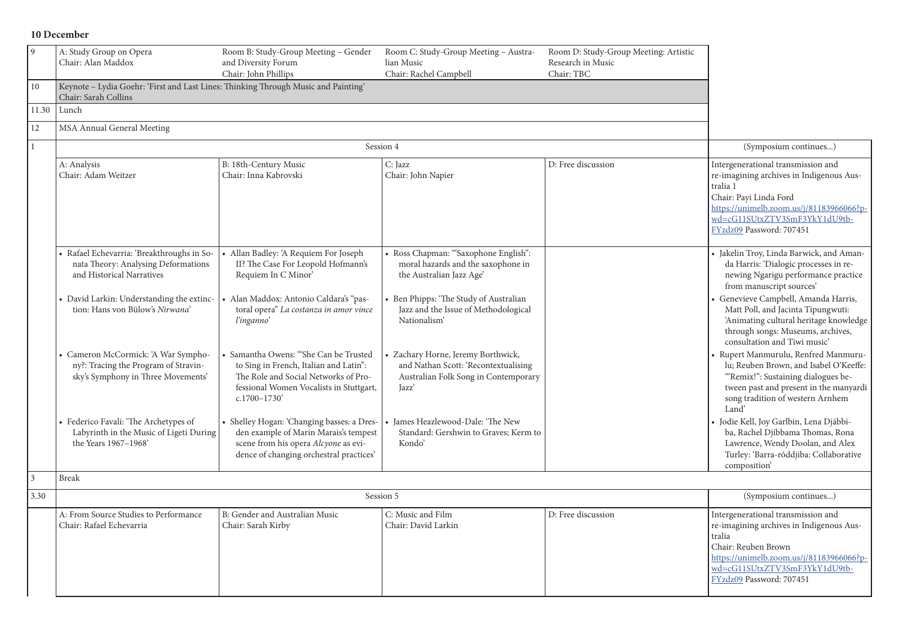**10 December**

| Time | A | B | C | D | Symposium |
|---|---|---|---|---|---|
| 9 | A: Study Group on Opera<br>Chair: Alan Maddox | Room B: Study-Group Meeting – Gender and Diversity Forum<br>Chair: John Phillips | Room C: Study-Group Meeting – Australian Music<br>Chair: Rachel Campbell | Room D: Study-Group Meeting: Artistic Research in Music<br>Chair: TBC | |
| 10 | Keynote – Lydia Goehr: 'First and Last Lines: Thinking Through Music and Painting'<br>Chair: Sarah Collins | | | | |
| 11.30 | Lunch | | | | |
| 12 | MSA Annual General Meeting | | | | |
| 1 | Session 4 | | | | (Symposium continues…) |
| | A: Analysis<br>Chair: Adam Weitzer | B: 18th-Century Music<br>Chair: Inna Kabrovski | C: Jazz<br>Chair: John Napier | D: Free discussion | Intergenerational transmission and re-imagining archives in Indigenous Australia 1<br>Chair: Payi Linda Ford<br>https://unimelb.zoom.us/j/81183966066?pwd=cG11SUtxZTV3SmF3YkY1dU9tbFYzdz09 Password: 707451 |
| | • Rafael Echevarria: 'Breakthroughs in Sonata Theory: Analysing Deformations and Historical Narratives' | • Allan Badley: 'A Requiem For Joseph II? The Case For Leopold Hofmann's Requiem In C Minor' | • Ross Chapman: '"Saxophone English": moral hazards and the saxophone in the Australian Jazz Age' | | • Jakelin Troy, Linda Barwick, and Amanda Harris: 'Dialogic processes in renewing Ngarigu performance practice from manuscript sources' |
| | • David Larkin: Understanding the extinction: Hans von Bülow's *Nirwana*' | • Alan Maddox: Antonio Caldara's "pastoral opera" *La costanza in amor vince l'inganno*' | • Ben Phipps: 'The Study of Australian Jazz and the Issue of Methodological Nationalism' | | • Genevieve Campbell, Amanda Harris, Matt Poll, and Jacinta Tipungwuti: 'Animating cultural heritage knowledge through songs: Museums, archives, consultation and Tiwi music' |
| | • Cameron McCormick: 'A War Symphony?: Tracing the Program of Stravinsky's Symphony in Three Movements' | • Samantha Owens: '"She Can be Trusted to Sing in French, Italian and Latin": The Role and Social Networks of Professional Women Vocalists in Stuttgart, c.1700–1730' | • Zachary Horne, Jeremy Borthwick, and Nathan Scott: 'Recontextualising Australian Folk Song in Contemporary Jazz' | | • Rupert Manmurulu, Renfred Manmurulu; Reuben Brown, and Isabel O'Keeffe: '"Remix!": Sustaining dialogues between past and present in the manyardi song tradition of western Arnhem Land' |
| | • Federico Favali: 'The Archetypes of Labyrinth in the Music of Ligeti During the Years 1967–1968' | • Shelley Hogan: 'Changing basses: a Dresden example of Marin Marais's tempest scene from his opera *Alcyone* as evidence of changing orchestral practices' | • James Heazlewood-Dale: 'The New Standard: Gershwin to Graves; Kerm to Kondo' | | • Jodie Kell, Joy Garlbin, Lena Djábbiba, Rachel Djíbbama Thomas, Rona Lawrence, Wendy Doolan, and Alex Turley: 'Barra-róddjiba: Collaborative composition' |
| 3 | Break | | | | |
| 3.30 | Session 5 | | | | (Symposium continues…) |
| | A: From Source Studies to Performance<br>Chair: Rafael Echevarria | B: Gender and Australian Music<br>Chair: Sarah Kirby | C: Music and Film<br>Chair: David Larkin | D: Free discussion | Intergenerational transmission and re-imagining archives in Indigenous Australia<br>Chair: Reuben Brown<br>https://unimelb.zoom.us/j/81183966066?pwd=cG11SUtxZTV3SmF3YkY1dU9tbFYzdz09 Password: 707451 |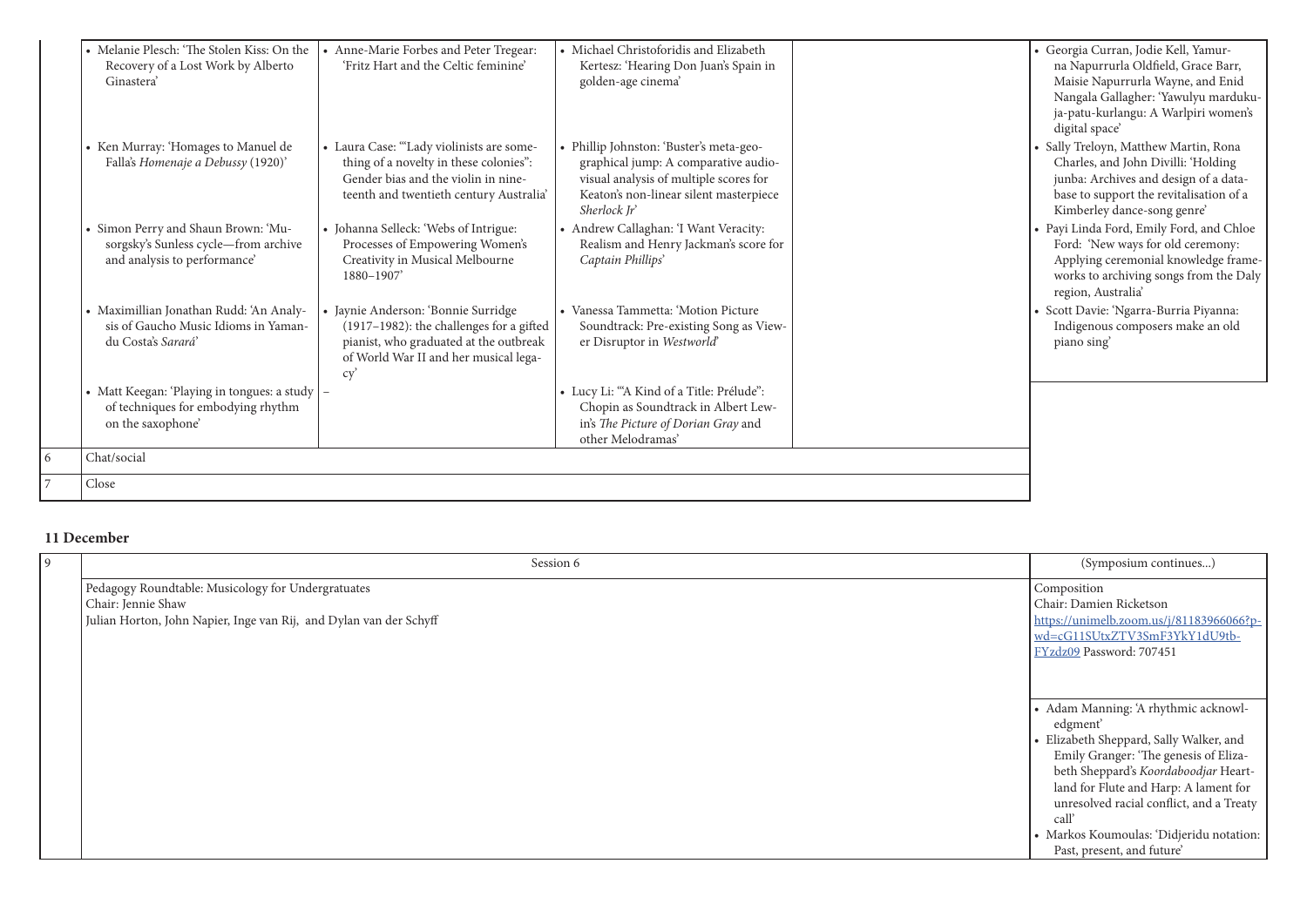| | | | | | |
|---|---|---|---|---|---|
| | • Melanie Plesch: 'The Stolen Kiss: On the Recovery of a Lost Work by Alberto Ginastera' | • Anne-Marie Forbes and Peter Tregear: 'Fritz Hart and the Celtic feminine' | • Michael Christoforidis and Elizabeth Kertesz: 'Hearing Don Juan's Spain in golden-age cinema' | | • Georgia Curran, Jodie Kell, Yamurna Napurrurla Oldfield, Grace Barr, Maisie Napurrurla Wayne, and Enid Nangala Gallagher: 'Yawulyu mardukuja-patu-kurlangu: A Warlpiri women's digital space' |
| | • Ken Murray: 'Homages to Manuel de Falla's *Homenaje a Debussy* (1920)' | • Laura Case: '"Lady violinists are something of a novelty in these colonies": Gender bias and the violin in nineteenth and twentieth century Australia' | • Phillip Johnston: 'Buster's meta-geographical jump: A comparative audio-visual analysis of multiple scores for Keaton's non-linear silent masterpiece *Sherlock Jr*' | | • Sally Treloyn, Matthew Martin, Rona Charles, and John Divilli: 'Holding junba: Archives and design of a database to support the revitalisation of a Kimberley dance-song genre' |
| | • Simon Perry and Shaun Brown: 'Musorgsky's Sunless cycle—from archive and analysis to performance' | • Johanna Selleck: 'Webs of Intrigue: Processes of Empowering Women's Creativity in Musical Melbourne 1880–1907' | • Andrew Callaghan: 'I Want Veracity: Realism and Henry Jackman's score for *Captain Phillips*' | | • Payi Linda Ford, Emily Ford, and Chloe Ford: 'New ways for old ceremony: Applying ceremonial knowledge frameworks to archiving songs from the Daly region, Australia' |
| | • Maximillian Jonathan Rudd: 'An Analysis of Gaucho Music Idioms in Yamandu Costa's *Sarará*' | • Jaynie Anderson: 'Bonnie Surridge (1917–1982): the challenges for a gifted pianist, who graduated at the outbreak of World War II and her musical legacy' | • Vanessa Tammetta: 'Motion Picture Soundtrack: Pre-existing Song as Viewer Disruptor in *Westworld*' | | • Scott Davie: 'Ngarra-Burria Piyanna: Indigenous composers make an old piano sing' |
| | • Matt Keegan: 'Playing in tongues: a study of techniques for embodying rhythm on the saxophone' | – | • Lucy Li: '"A Kind of a Title: Prélude": Chopin as Soundtrack in Albert Lewin's *The Picture of Dorian Gray* and other Melodramas' | | |
| 6 | Chat/social | | | | |
| 7 | Close | | | | |

## 11 December

| | | |
|---|---|---|
| 9 | Session 6 | (Symposium continues...) |
| | Pedagogy Roundtable: Musicology for Undergratuates<br>Chair: Jennie Shaw<br>Julian Horton, John Napier, Inge van Rij, and Dylan van der Schyff | Composition<br>Chair: Damien Ricketson<br>https://unimelb.zoom.us/j/81183966066?pwd=cG11SUtxZTV3SmF3YkY1dU9tbFYzdz09 Password: 707451<br><br>• Adam Manning: 'A rhythmic acknowledgment'<br>• Elizabeth Sheppard, Sally Walker, and Emily Granger: 'The genesis of Elizabeth Sheppard's *Koordaboodjar* Heartland for Flute and Harp: A lament for unresolved racial conflict, and a Treaty call'<br>• Markos Koumoulas: 'Didjeridu notation: Past, present, and future' |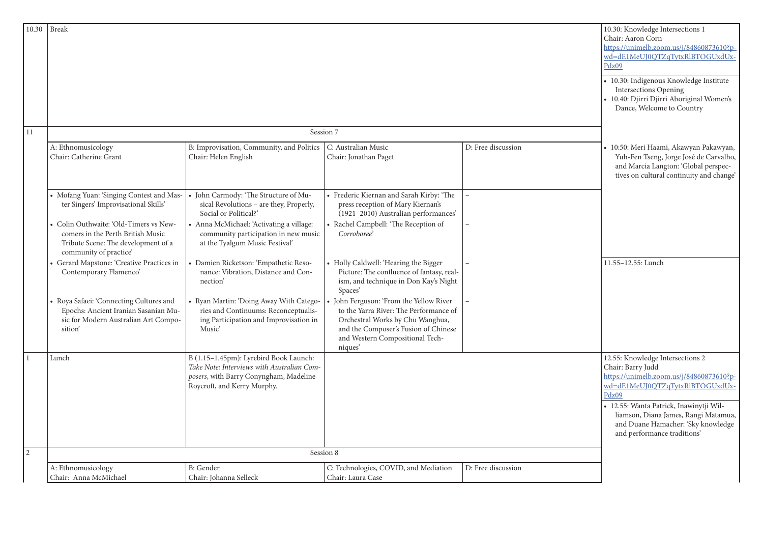| | | | | | |
|---|---|---|---|---|---|
| 10.30 | Break | | | | 10.30: Knowledge Intersections 1<br>Chair: Aaron Corn<br>https://unimelb.zoom.us/j/84860873610?pwd=dE1MeUJ0QTZqTytxRlBTOGUxdUxPdz09<br>• 10.30: Indigenous Knowledge Institute Intersections Opening<br>• 10.40: Djirri Djirri Aboriginal Women's Dance, Welcome to Country |
| 11 | Session 7 | | | | |
| | A: Ethnomusicology<br>Chair: Catherine Grant | B: Improvisation, Community, and Politics<br>Chair: Helen English | C: Australian Music<br>Chair: Jonathan Paget | D: Free discussion | • 10:50: Meri Haami, Akawyan Pakawyan, Yuh-Fen Tseng, Jorge José de Carvalho, and Marcia Langton: 'Global perspectives on cultural continuity and change' |
| | • Mofang Yuan: 'Singing Contest and Master Singers' Improvisational Skills' | • John Carmody: 'The Structure of Musical Revolutions – are they, Properly, Social or Political?' | • Frederic Kiernan and Sarah Kirby: 'The press reception of Mary Kiernan's (1921–2010) Australian performances' | – | |
| | • Colin Outhwaite: 'Old-Timers vs Newcomers in the Perth British Music Tribute Scene: The development of a community of practice' | • Anna McMichael: 'Activating a village: community participation in new music at the Tyalgum Music Festival' | • Rachel Campbell: 'The Reception of *Corroboree*' | – | |
| | • Gerard Mapstone: 'Creative Practices in Contemporary Flamenco' | • Damien Ricketson: 'Empathetic Resonance: Vibration, Distance and Connection' | • Holly Caldwell: 'Hearing the Bigger Picture: The confluence of fantasy, realism, and technique in Don Kay's Night Spaces' | – | 11.55–12.55: Lunch |
| | • Roya Safaei: 'Connecting Cultures and Epochs: Ancient Iranian Sasanian Music for Modern Australian Art Composition' | • Ryan Martin: 'Doing Away With Categories and Continuums: Reconceptualising Participation and Improvisation in Music' | • John Ferguson: 'From the Yellow River to the Yarra River: The Performance of Orchestral Works by Chu Wanghua, and the Composer's Fusion of Chinese and Western Compositional Techniques' | – | |
| 1 | Lunch | B (1.15–1.45pm): Lyrebird Book Launch: *Take Note: Interviews with Australian Composers*, with Barry Conyngham, Madeline Roycroft, and Kerry Murphy. | | | 12.55: Knowledge Intersections 2<br>Chair: Barry Judd<br>https://unimelb.zoom.us/j/84860873610?pwd=dE1MeUJ0QTZqTytxRlBTOGUxdUxPdz09<br>• 12.55: Wanta Patrick, Inawinytji Williamson, Diana James, Rangi Matamua, and Duane Hamacher: 'Sky knowledge and performance traditions' |
| 2 | Session 8 | | | | |
| | A: Ethnomusicology<br>Chair: Anna McMichael | B: Gender<br>Chair: Johanna Selleck | C: Technologies, COVID, and Mediation<br>Chair: Laura Case | D: Free discussion | |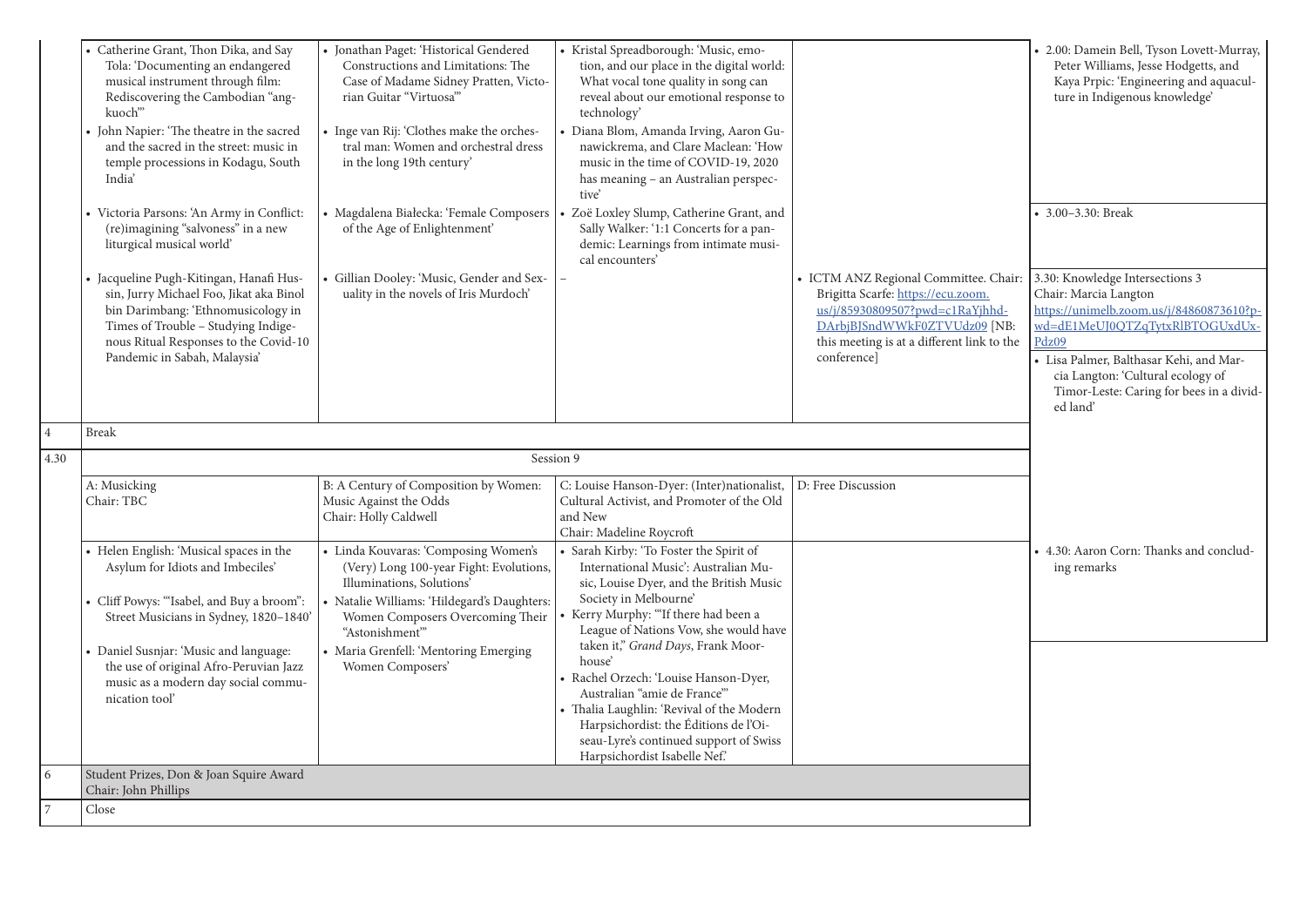| | | | | | |
|---|---|---|---|---|---|
| | • Catherine Grant, Thon Dika, and Say Tola: 'Documenting an endangered musical instrument through film: Rediscovering the Cambodian "ang-kuoch"'<br>• John Napier: 'The theatre in the sacred and the sacred in the street: music in temple processions in Kodagu, South India' | • Jonathan Paget: 'Historical Gendered Constructions and Limitations: The Case of Madame Sidney Pratten, Victorian Guitar "Virtuosa"'<br>• Inge van Rij: 'Clothes make the orchestral man: Women and orchestral dress in the long 19th century' | • Kristal Spreadborough: 'Music, emotion, and our place in the digital world: What vocal tone quality in song can reveal about our emotional response to technology'<br>• Diana Blom, Amanda Irving, Aaron Gunawickrema, and Clare Maclean: 'How music in the time of COVID-19, 2020 has meaning – an Australian perspective' | | • 2.00: Damein Bell, Tyson Lovett-Murray, Peter Williams, Jesse Hodgetts, and Kaya Prpic: 'Engineering and aquaculture in Indigenous knowledge' |
| | • Victoria Parsons: 'An Army in Conflict: (re)imagining "salvoness" in a new liturgical musical world' | • Magdalena Białecka: 'Female Composers of the Age of Enlightenment' | • Zoë Loxley Slump, Catherine Grant, and Sally Walker: '1:1 Concerts for a pandemic: Learnings from intimate musical encounters' | | • 3.00–3.30: Break |
| | • Jacqueline Pugh-Kitingan, Hanafi Hussin, Jurry Michael Foo, Jikat aka Binol bin Darimbang: 'Ethnomusicology in Times of Trouble – Studying Indigenous Ritual Responses to the Covid-10 Pandemic in Sabah, Malaysia' | • Gillian Dooley: 'Music, Gender and Sexuality in the novels of Iris Murdoch' | – | • ICTM ANZ Regional Committee. Chair: Brigitta Scarfe: https://ecu.zoom.us/j/85930809507?pwd=c1RaYjhhdDArbjBJSndWWkF0ZTVUdz09 [NB: this meeting is at a different link to the conference] | 3.30: Knowledge Intersections 3<br>Chair: Marcia Langton<br>https://unimelb.zoom.us/j/84860873610?pwd=dE1MeUJ0QTZqTytxRlBTOGUxdUxPdz09<br>• Lisa Palmer, Balthasar Kehi, and Marcia Langton: 'Cultural ecology of Timor-Leste: Caring for bees in a divided land' |
| 4 | Break | | | | |
| 4.30 | Session 9 | | | | |
| | A: Musicking<br>Chair: TBC | B: A Century of Composition by Women: Music Against the Odds<br>Chair: Holly Caldwell | C: Louise Hanson-Dyer: (Inter)nationalist, Cultural Activist, and Promoter of the Old and New<br>Chair: Madeline Roycroft | D: Free Discussion | |
| | • Helen English: 'Musical spaces in the Asylum for Idiots and Imbeciles'<br>• Cliff Powys: '"Isabel, and Buy a broom": Street Musicians in Sydney, 1820–1840'<br>• Daniel Susnjar: 'Music and language: the use of original Afro-Peruvian Jazz music as a modern day social communication tool' | • Linda Kouvaras: 'Composing Women's (Very) Long 100-year Fight: Evolutions, Illuminations, Solutions'<br>• Natalie Williams: 'Hildegard's Daughters: Women Composers Overcoming Their "Astonishment"'<br>• Maria Grenfell: 'Mentoring Emerging Women Composers' | • Sarah Kirby: 'To Foster the Spirit of International Music': Australian Music, Louise Dyer, and the British Music Society in Melbourne'<br>• Kerry Murphy: '"If there had been a League of Nations Vow, she would have taken it," *Grand Days*, Frank Moorhouse'<br>• Rachel Orzech: 'Louise Hanson-Dyer, Australian "amie de France"'<br>• Thalia Laughlin: 'Revival of the Modern Harpsichordist: the Éditions de l'Oiseau-Lyre's continued support of Swiss Harpsichordist Isabelle Nef.' | | • 4.30: Aaron Corn: Thanks and concluding remarks |
| 6 | Student Prizes, Don & Joan Squire Award<br>Chair: John Phillips | | | | |
| 7 | Close | | | | |